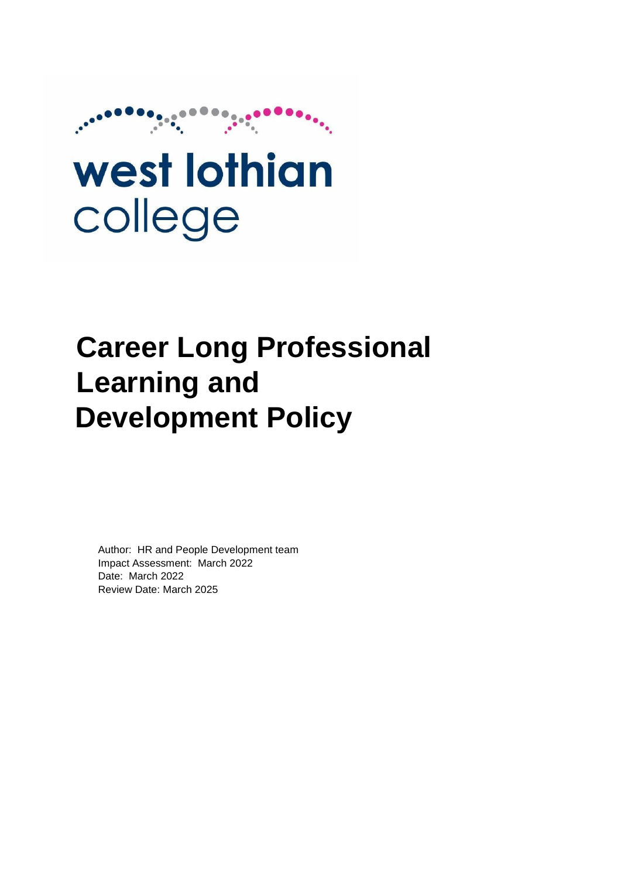west lothian college

# Career Long Professional Learning and Development Policy

Author: HR and People Development team
Impact Assessment: March 2022
Date: March 2022
Review Date: March 2025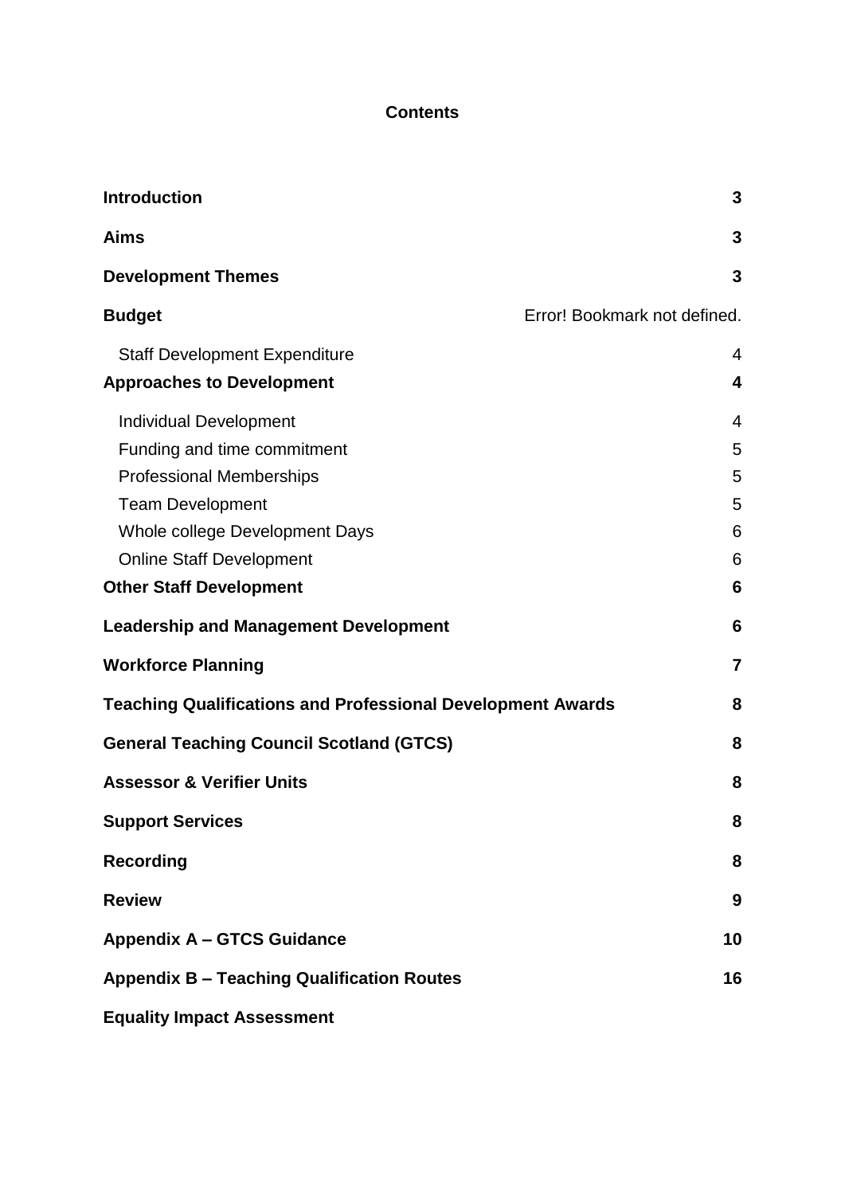**Contents**

| | |
|---|---|
| **Introduction** | **3** |
| **Aims** | **3** |
| **Development Themes** | **3** |
| **Budget** | Error! Bookmark not defined. |
| Staff Development Expenditure | 4 |
| **Approaches to Development** | **4** |
| Individual Development | 4 |
| Funding and time commitment | 5 |
| Professional Memberships | 5 |
| Team Development | 5 |
| Whole college Development Days | 6 |
| Online Staff Development | 6 |
| **Other Staff Development** | **6** |
| **Leadership and Management Development** | **6** |
| **Workforce Planning** | **7** |
| **Teaching Qualifications and Professional Development Awards** | **8** |
| **General Teaching Council Scotland (GTCS)** | **8** |
| **Assessor & Verifier Units** | **8** |
| **Support Services** | **8** |
| **Recording** | **8** |
| **Review** | **9** |
| **Appendix A – GTCS Guidance** | **10** |
| **Appendix B – Teaching Qualification Routes** | **16** |
| **Equality Impact Assessment** | |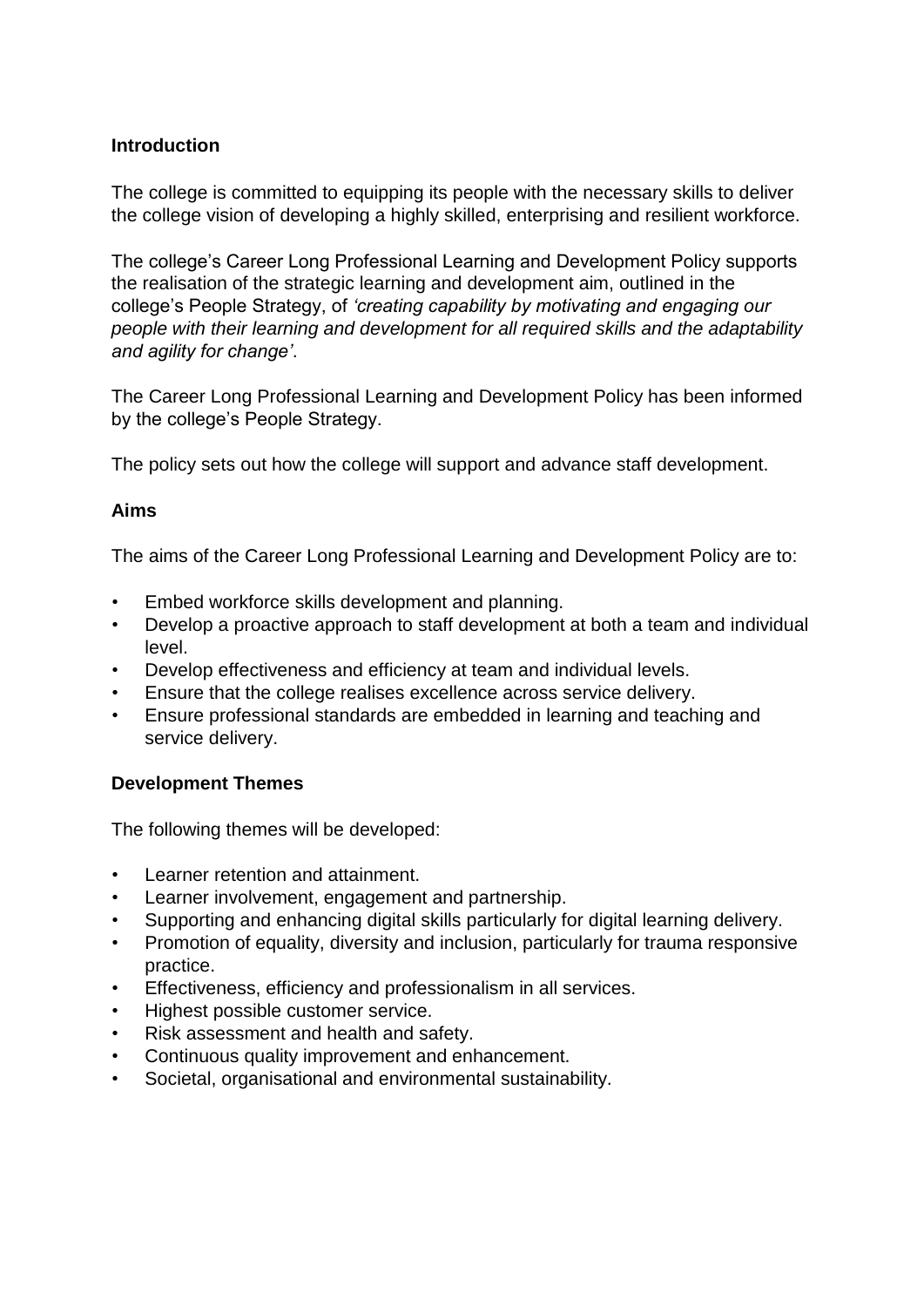## Introduction

The college is committed to equipping its people with the necessary skills to deliver the college vision of developing a highly skilled, enterprising and resilient workforce.

The college's Career Long Professional Learning and Development Policy supports the realisation of the strategic learning and development aim, outlined in the college's People Strategy, of *'creating capability by motivating and engaging our people with their learning and development for all required skills and the adaptability and agility for change'*.

The Career Long Professional Learning and Development Policy has been informed by the college's People Strategy.

The policy sets out how the college will support and advance staff development.

## Aims

The aims of the Career Long Professional Learning and Development Policy are to:

- Embed workforce skills development and planning.
- Develop a proactive approach to staff development at both a team and individual level.
- Develop effectiveness and efficiency at team and individual levels.
- Ensure that the college realises excellence across service delivery.
- Ensure professional standards are embedded in learning and teaching and service delivery.

## Development Themes

The following themes will be developed:

- Learner retention and attainment.
- Learner involvement, engagement and partnership.
- Supporting and enhancing digital skills particularly for digital learning delivery.
- Promotion of equality, diversity and inclusion, particularly for trauma responsive practice.
- Effectiveness, efficiency and professionalism in all services.
- Highest possible customer service.
- Risk assessment and health and safety.
- Continuous quality improvement and enhancement.
- Societal, organisational and environmental sustainability.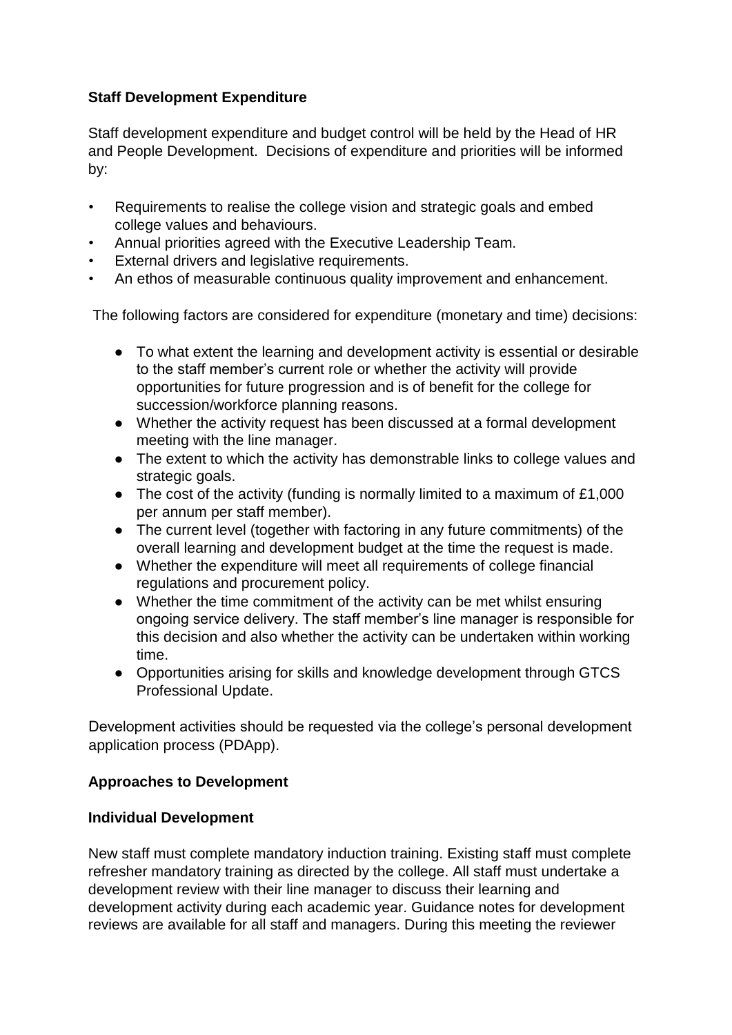**Staff Development Expenditure**

Staff development expenditure and budget control will be held by the Head of HR and People Development. Decisions of expenditure and priorities will be informed by:

- Requirements to realise the college vision and strategic goals and embed college values and behaviours.
- Annual priorities agreed with the Executive Leadership Team.
- External drivers and legislative requirements.
- An ethos of measurable continuous quality improvement and enhancement.

The following factors are considered for expenditure (monetary and time) decisions:

- To what extent the learning and development activity is essential or desirable to the staff member's current role or whether the activity will provide opportunities for future progression and is of benefit for the college for succession/workforce planning reasons.
- Whether the activity request has been discussed at a formal development meeting with the line manager.
- The extent to which the activity has demonstrable links to college values and strategic goals.
- The cost of the activity (funding is normally limited to a maximum of £1,000 per annum per staff member).
- The current level (together with factoring in any future commitments) of the overall learning and development budget at the time the request is made.
- Whether the expenditure will meet all requirements of college financial regulations and procurement policy.
- Whether the time commitment of the activity can be met whilst ensuring ongoing service delivery. The staff member's line manager is responsible for this decision and also whether the activity can be undertaken within working time.
- Opportunities arising for skills and knowledge development through GTCS Professional Update.

Development activities should be requested via the college's personal development application process (PDApp).

**Approaches to Development**

**Individual Development**

New staff must complete mandatory induction training. Existing staff must complete refresher mandatory training as directed by the college. All staff must undertake a development review with their line manager to discuss their learning and development activity during each academic year. Guidance notes for development reviews are available for all staff and managers. During this meeting the reviewer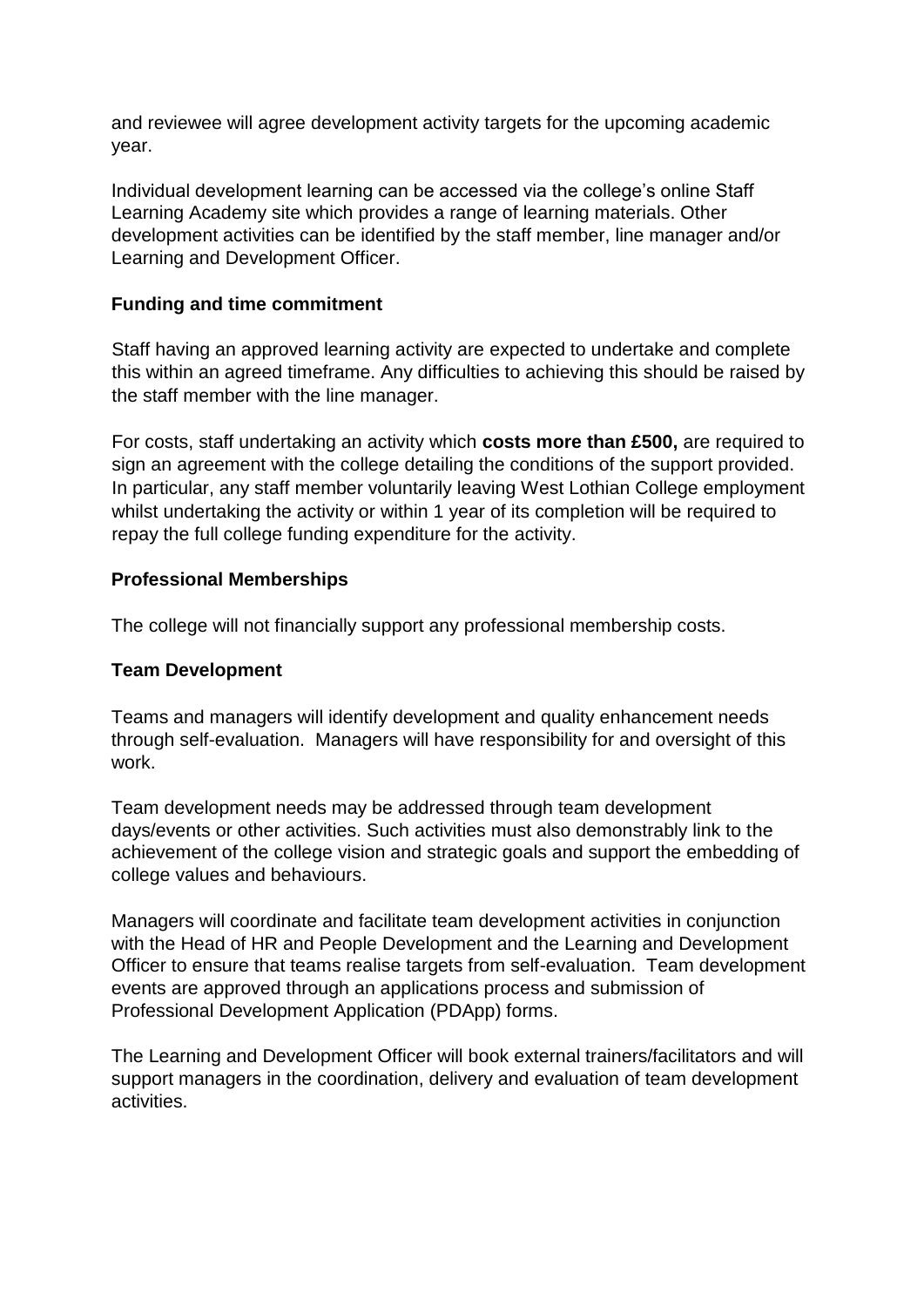and reviewee will agree development activity targets for the upcoming academic year.

Individual development learning can be accessed via the college's online Staff Learning Academy site which provides a range of learning materials. Other development activities can be identified by the staff member, line manager and/or Learning and Development Officer.

**Funding and time commitment**

Staff having an approved learning activity are expected to undertake and complete this within an agreed timeframe. Any difficulties to achieving this should be raised by the staff member with the line manager.

For costs, staff undertaking an activity which **costs more than £500,** are required to sign an agreement with the college detailing the conditions of the support provided. In particular, any staff member voluntarily leaving West Lothian College employment whilst undertaking the activity or within 1 year of its completion will be required to repay the full college funding expenditure for the activity.

**Professional Memberships**

The college will not financially support any professional membership costs.

**Team Development**

Teams and managers will identify development and quality enhancement needs through self-evaluation. Managers will have responsibility for and oversight of this work.

Team development needs may be addressed through team development days/events or other activities. Such activities must also demonstrably link to the achievement of the college vision and strategic goals and support the embedding of college values and behaviours.

Managers will coordinate and facilitate team development activities in conjunction with the Head of HR and People Development and the Learning and Development Officer to ensure that teams realise targets from self-evaluation. Team development events are approved through an applications process and submission of Professional Development Application (PDApp) forms.

The Learning and Development Officer will book external trainers/facilitators and will support managers in the coordination, delivery and evaluation of team development activities.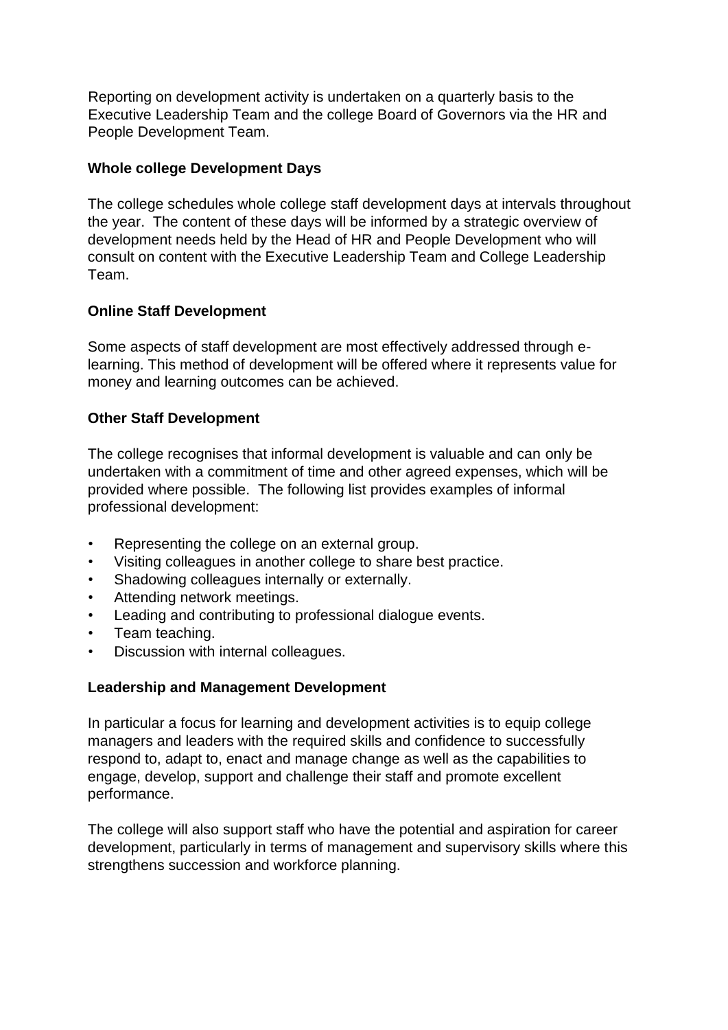Reporting on development activity is undertaken on a quarterly basis to the Executive Leadership Team and the college Board of Governors via the HR and People Development Team.

**Whole college Development Days**

The college schedules whole college staff development days at intervals throughout the year. The content of these days will be informed by a strategic overview of development needs held by the Head of HR and People Development who will consult on content with the Executive Leadership Team and College Leadership Team.

**Online Staff Development**

Some aspects of staff development are most effectively addressed through e-learning. This method of development will be offered where it represents value for money and learning outcomes can be achieved.

**Other Staff Development**

The college recognises that informal development is valuable and can only be undertaken with a commitment of time and other agreed expenses, which will be provided where possible. The following list provides examples of informal professional development:

- Representing the college on an external group.
- Visiting colleagues in another college to share best practice.
- Shadowing colleagues internally or externally.
- Attending network meetings.
- Leading and contributing to professional dialogue events.
- Team teaching.
- Discussion with internal colleagues.

**Leadership and Management Development**

In particular a focus for learning and development activities is to equip college managers and leaders with the required skills and confidence to successfully respond to, adapt to, enact and manage change as well as the capabilities to engage, develop, support and challenge their staff and promote excellent performance.

The college will also support staff who have the potential and aspiration for career development, particularly in terms of management and supervisory skills where this strengthens succession and workforce planning.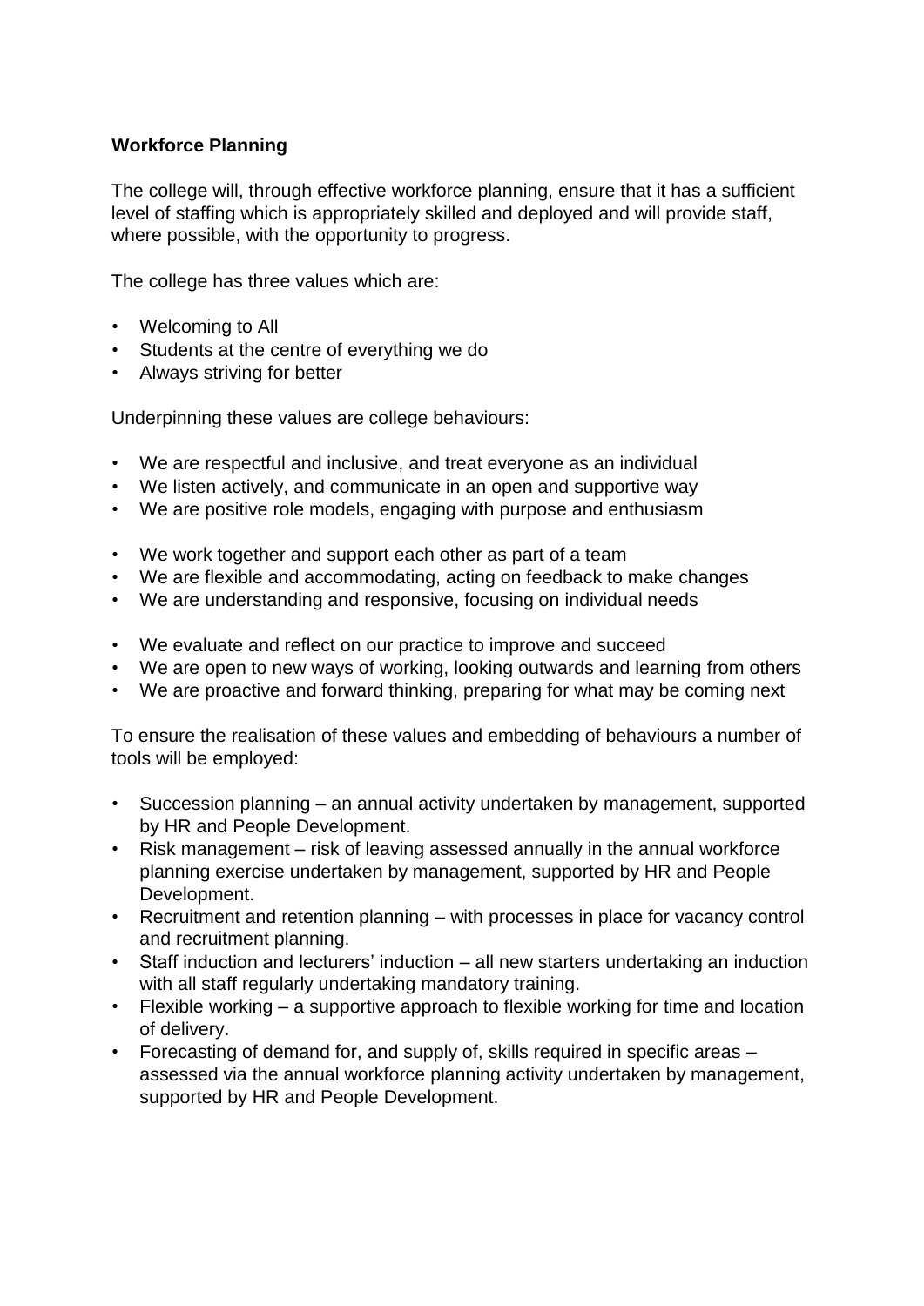**Workforce Planning**

The college will, through effective workforce planning, ensure that it has a sufficient level of staffing which is appropriately skilled and deployed and will provide staff, where possible, with the opportunity to progress.

The college has three values which are:

- Welcoming to All
- Students at the centre of everything we do
- Always striving for better

Underpinning these values are college behaviours:

- We are respectful and inclusive, and treat everyone as an individual
- We listen actively, and communicate in an open and supportive way
- We are positive role models, engaging with purpose and enthusiasm

- We work together and support each other as part of a team
- We are flexible and accommodating, acting on feedback to make changes
- We are understanding and responsive, focusing on individual needs

- We evaluate and reflect on our practice to improve and succeed
- We are open to new ways of working, looking outwards and learning from others
- We are proactive and forward thinking, preparing for what may be coming next

To ensure the realisation of these values and embedding of behaviours a number of tools will be employed:

- Succession planning – an annual activity undertaken by management, supported by HR and People Development.
- Risk management – risk of leaving assessed annually in the annual workforce planning exercise undertaken by management, supported by HR and People Development.
- Recruitment and retention planning – with processes in place for vacancy control and recruitment planning.
- Staff induction and lecturers' induction – all new starters undertaking an induction with all staff regularly undertaking mandatory training.
- Flexible working – a supportive approach to flexible working for time and location of delivery.
- Forecasting of demand for, and supply of, skills required in specific areas – assessed via the annual workforce planning activity undertaken by management, supported by HR and People Development.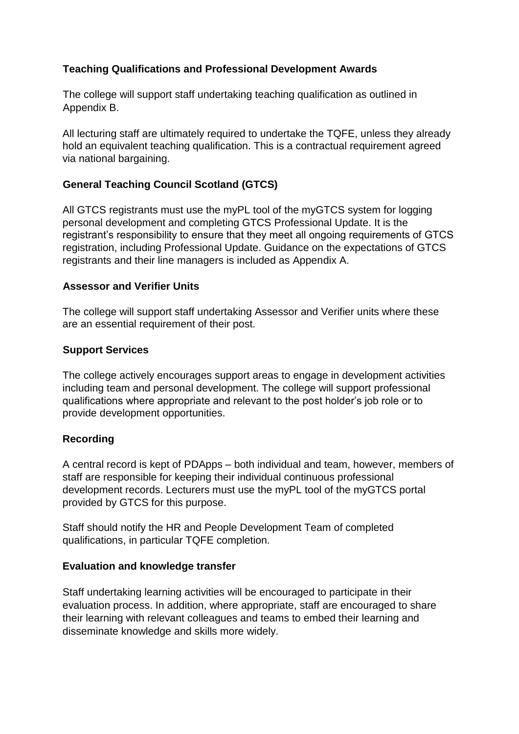### Teaching Qualifications and Professional Development Awards

The college will support staff undertaking teaching qualification as outlined in Appendix B.

All lecturing staff are ultimately required to undertake the TQFE, unless they already hold an equivalent teaching qualification. This is a contractual requirement agreed via national bargaining.

### General Teaching Council Scotland (GTCS)

All GTCS registrants must use the myPL tool of the myGTCS system for logging personal development and completing GTCS Professional Update. It is the registrant's responsibility to ensure that they meet all ongoing requirements of GTCS registration, including Professional Update. Guidance on the expectations of GTCS registrants and their line managers is included as Appendix A.

### Assessor and Verifier Units

The college will support staff undertaking Assessor and Verifier units where these are an essential requirement of their post.

### Support Services

The college actively encourages support areas to engage in development activities including team and personal development. The college will support professional qualifications where appropriate and relevant to the post holder's job role or to provide development opportunities.

### Recording

A central record is kept of PDApps – both individual and team, however, members of staff are responsible for keeping their individual continuous professional development records. Lecturers must use the myPL tool of the myGTCS portal provided by GTCS for this purpose.

Staff should notify the HR and People Development Team of completed qualifications, in particular TQFE completion.

### Evaluation and knowledge transfer

Staff undertaking learning activities will be encouraged to participate in their evaluation process. In addition, where appropriate, staff are encouraged to share their learning with relevant colleagues and teams to embed their learning and disseminate knowledge and skills more widely.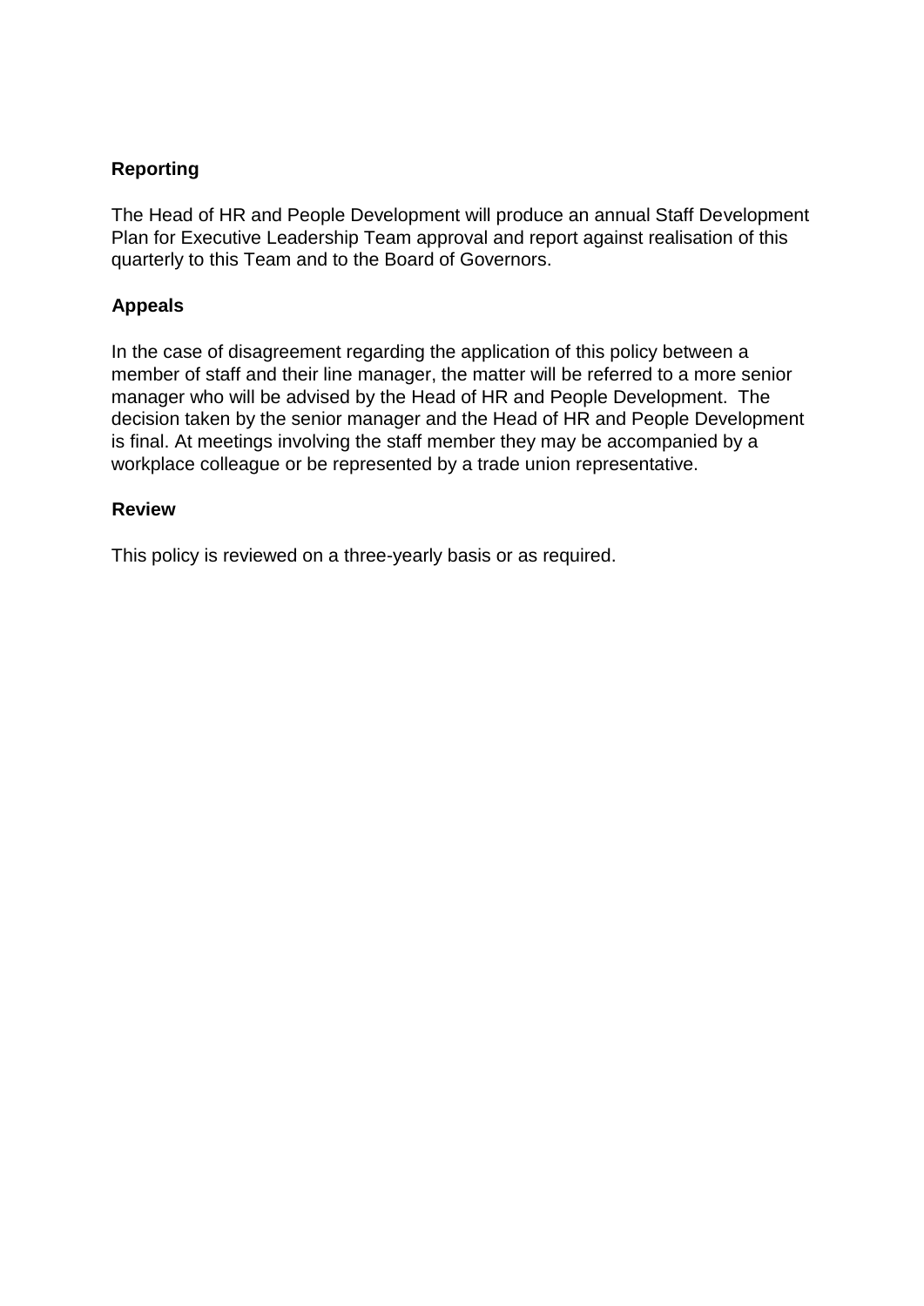## Reporting

The Head of HR and People Development will produce an annual Staff Development Plan for Executive Leadership Team approval and report against realisation of this quarterly to this Team and to the Board of Governors.

## Appeals

In the case of disagreement regarding the application of this policy between a member of staff and their line manager, the matter will be referred to a more senior manager who will be advised by the Head of HR and People Development. The decision taken by the senior manager and the Head of HR and People Development is final. At meetings involving the staff member they may be accompanied by a workplace colleague or be represented by a trade union representative.

## Review

This policy is reviewed on a three-yearly basis or as required.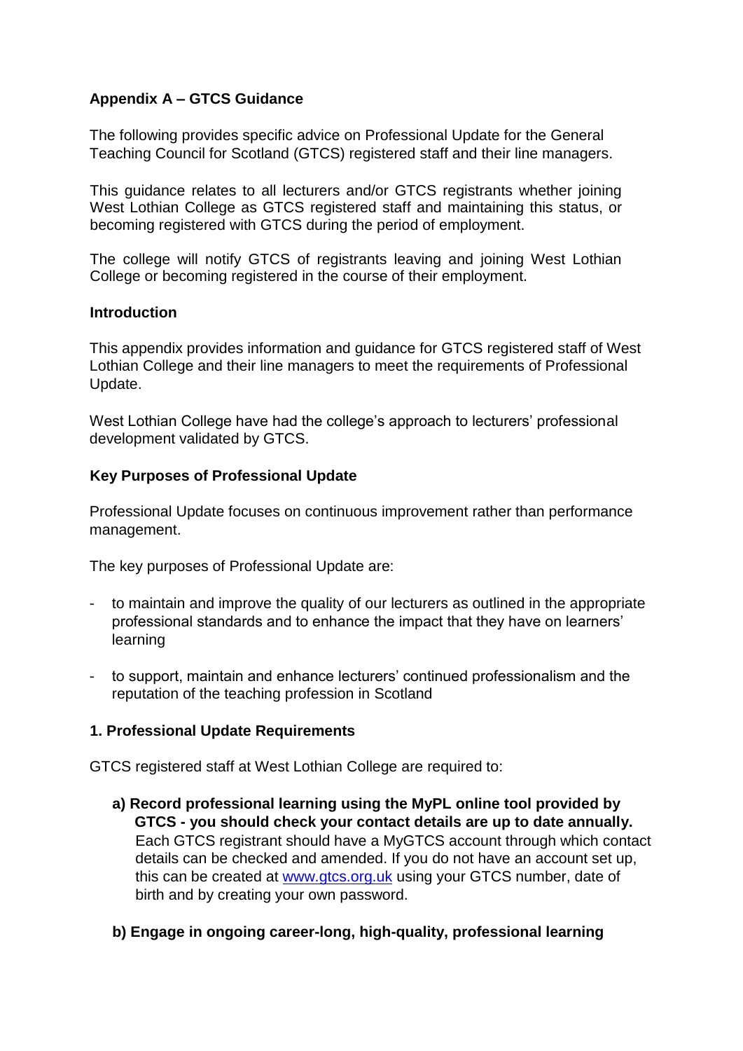## Appendix A – GTCS Guidance

The following provides specific advice on Professional Update for the General Teaching Council for Scotland (GTCS) registered staff and their line managers.

This guidance relates to all lecturers and/or GTCS registrants whether joining West Lothian College as GTCS registered staff and maintaining this status, or becoming registered with GTCS during the period of employment.

The college will notify GTCS of registrants leaving and joining West Lothian College or becoming registered in the course of their employment.

### Introduction

This appendix provides information and guidance for GTCS registered staff of West Lothian College and their line managers to meet the requirements of Professional Update.

West Lothian College have had the college's approach to lecturers' professional development validated by GTCS.

### Key Purposes of Professional Update

Professional Update focuses on continuous improvement rather than performance management.

The key purposes of Professional Update are:

- to maintain and improve the quality of our lecturers as outlined in the appropriate professional standards and to enhance the impact that they have on learners' learning
- to support, maintain and enhance lecturers' continued professionalism and the reputation of the teaching profession in Scotland

### 1. Professional Update Requirements

GTCS registered staff at West Lothian College are required to:

**a) Record professional learning using the MyPL online tool provided by GTCS - you should check your contact details are up to date annually.**
Each GTCS registrant should have a MyGTCS account through which contact details can be checked and amended. If you do not have an account set up, this can be created at [www.gtcs.org.uk](http://www.gtcs.org.uk) using your GTCS number, date of birth and by creating your own password.

**b) Engage in ongoing career-long, high-quality, professional learning**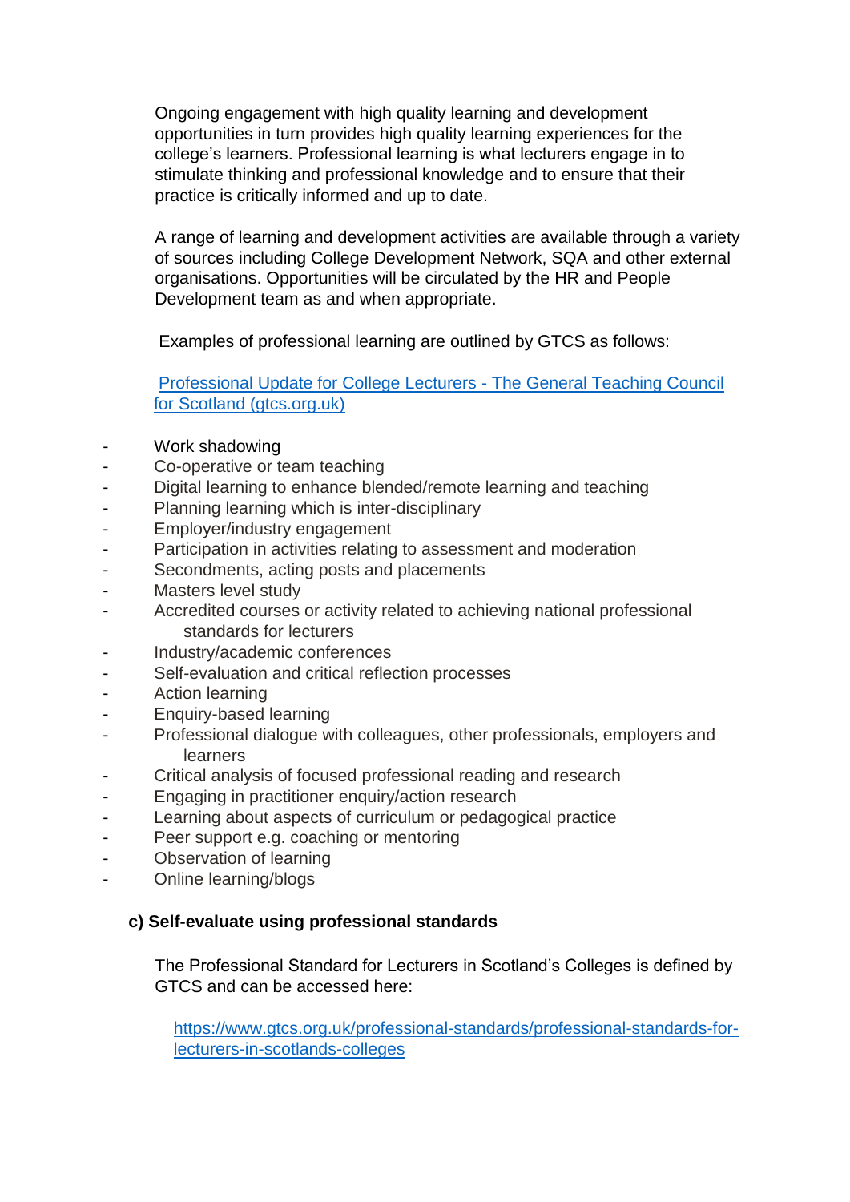Ongoing engagement with high quality learning and development opportunities in turn provides high quality learning experiences for the college's learners. Professional learning is what lecturers engage in to stimulate thinking and professional knowledge and to ensure that their practice is critically informed and up to date.

A range of learning and development activities are available through a variety of sources including College Development Network, SQA and other external organisations. Opportunities will be circulated by the HR and People Development team as and when appropriate.

Examples of professional learning are outlined by GTCS as follows:

[Professional Update for College Lecturers - The General Teaching Council for Scotland (gtcs.org.uk)]

- Work shadowing
- Co-operative or team teaching
- Digital learning to enhance blended/remote learning and teaching
- Planning learning which is inter-disciplinary
- Employer/industry engagement
- Participation in activities relating to assessment and moderation
- Secondments, acting posts and placements
- Masters level study
- Accredited courses or activity related to achieving national professional standards for lecturers
- Industry/academic conferences
- Self-evaluation and critical reflection processes
- Action learning
- Enquiry-based learning
- Professional dialogue with colleagues, other professionals, employers and learners
- Critical analysis of focused professional reading and research
- Engaging in practitioner enquiry/action research
- Learning about aspects of curriculum or pedagogical practice
- Peer support e.g. coaching or mentoring
- Observation of learning
- Online learning/blogs

### c) Self-evaluate using professional standards

The Professional Standard for Lecturers in Scotland's Colleges is defined by GTCS and can be accessed here:

https://www.gtcs.org.uk/professional-standards/professional-standards-for-lecturers-in-scotlands-colleges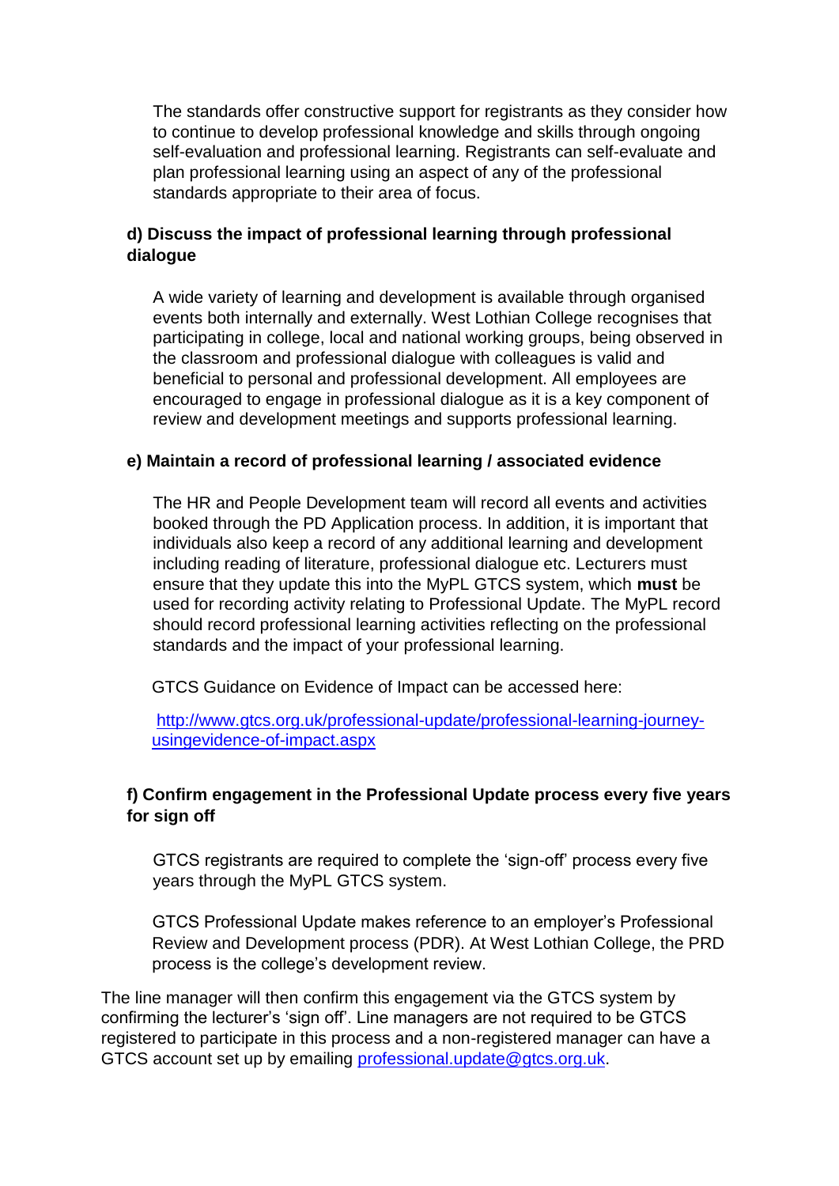The standards offer constructive support for registrants as they consider how to continue to develop professional knowledge and skills through ongoing self-evaluation and professional learning. Registrants can self-evaluate and plan professional learning using an aspect of any of the professional standards appropriate to their area of focus.

**d) Discuss the impact of professional learning through professional dialogue**

A wide variety of learning and development is available through organised events both internally and externally. West Lothian College recognises that participating in college, local and national working groups, being observed in the classroom and professional dialogue with colleagues is valid and beneficial to personal and professional development. All employees are encouraged to engage in professional dialogue as it is a key component of review and development meetings and supports professional learning.

**e) Maintain a record of professional learning / associated evidence**

The HR and People Development team will record all events and activities booked through the PD Application process. In addition, it is important that individuals also keep a record of any additional learning and development including reading of literature, professional dialogue etc. Lecturers must ensure that they update this into the MyPL GTCS system, which **must** be used for recording activity relating to Professional Update. The MyPL record should record professional learning activities reflecting on the professional standards and the impact of your professional learning.

GTCS Guidance on Evidence of Impact can be accessed here:

[http://www.gtcs.org.uk/professional-update/professional-learning-journey-usingevidence-of-impact.aspx](http://www.gtcs.org.uk/professional-update/professional-learning-journey-usingevidence-of-impact.aspx)

**f) Confirm engagement in the Professional Update process every five years for sign off**

GTCS registrants are required to complete the 'sign-off' process every five years through the MyPL GTCS system.

GTCS Professional Update makes reference to an employer's Professional Review and Development process (PDR). At West Lothian College, the PRD process is the college's development review.

The line manager will then confirm this engagement via the GTCS system by confirming the lecturer's 'sign off'. Line managers are not required to be GTCS registered to participate in this process and a non-registered manager can have a GTCS account set up by emailing [professional.update@gtcs.org.uk](mailto:professional.update@gtcs.org.uk).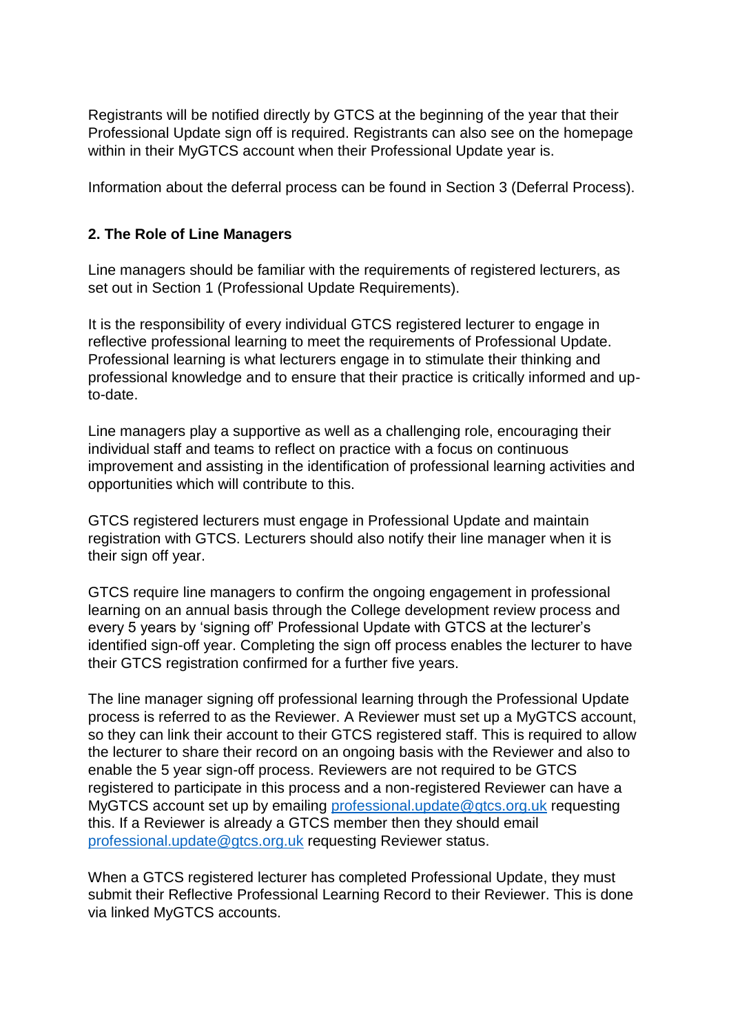Registrants will be notified directly by GTCS at the beginning of the year that their Professional Update sign off is required. Registrants can also see on the homepage within in their MyGTCS account when their Professional Update year is.

Information about the deferral process can be found in Section 3 (Deferral Process).

## 2. The Role of Line Managers

Line managers should be familiar with the requirements of registered lecturers, as set out in Section 1 (Professional Update Requirements).

It is the responsibility of every individual GTCS registered lecturer to engage in reflective professional learning to meet the requirements of Professional Update. Professional learning is what lecturers engage in to stimulate their thinking and professional knowledge and to ensure that their practice is critically informed and up-to-date.

Line managers play a supportive as well as a challenging role, encouraging their individual staff and teams to reflect on practice with a focus on continuous improvement and assisting in the identification of professional learning activities and opportunities which will contribute to this.

GTCS registered lecturers must engage in Professional Update and maintain registration with GTCS. Lecturers should also notify their line manager when it is their sign off year.

GTCS require line managers to confirm the ongoing engagement in professional learning on an annual basis through the College development review process and every 5 years by 'signing off' Professional Update with GTCS at the lecturer's identified sign-off year. Completing the sign off process enables the lecturer to have their GTCS registration confirmed for a further five years.

The line manager signing off professional learning through the Professional Update process is referred to as the Reviewer. A Reviewer must set up a MyGTCS account, so they can link their account to their GTCS registered staff. This is required to allow the lecturer to share their record on an ongoing basis with the Reviewer and also to enable the 5 year sign-off process. Reviewers are not required to be GTCS registered to participate in this process and a non-registered Reviewer can have a MyGTCS account set up by emailing [professional.update@gtcs.org.uk](mailto:professional.update@gtcs.org.uk) requesting this. If a Reviewer is already a GTCS member then they should email [professional.update@gtcs.org.uk](mailto:professional.update@gtcs.org.uk) requesting Reviewer status.

When a GTCS registered lecturer has completed Professional Update, they must submit their Reflective Professional Learning Record to their Reviewer. This is done via linked MyGTCS accounts.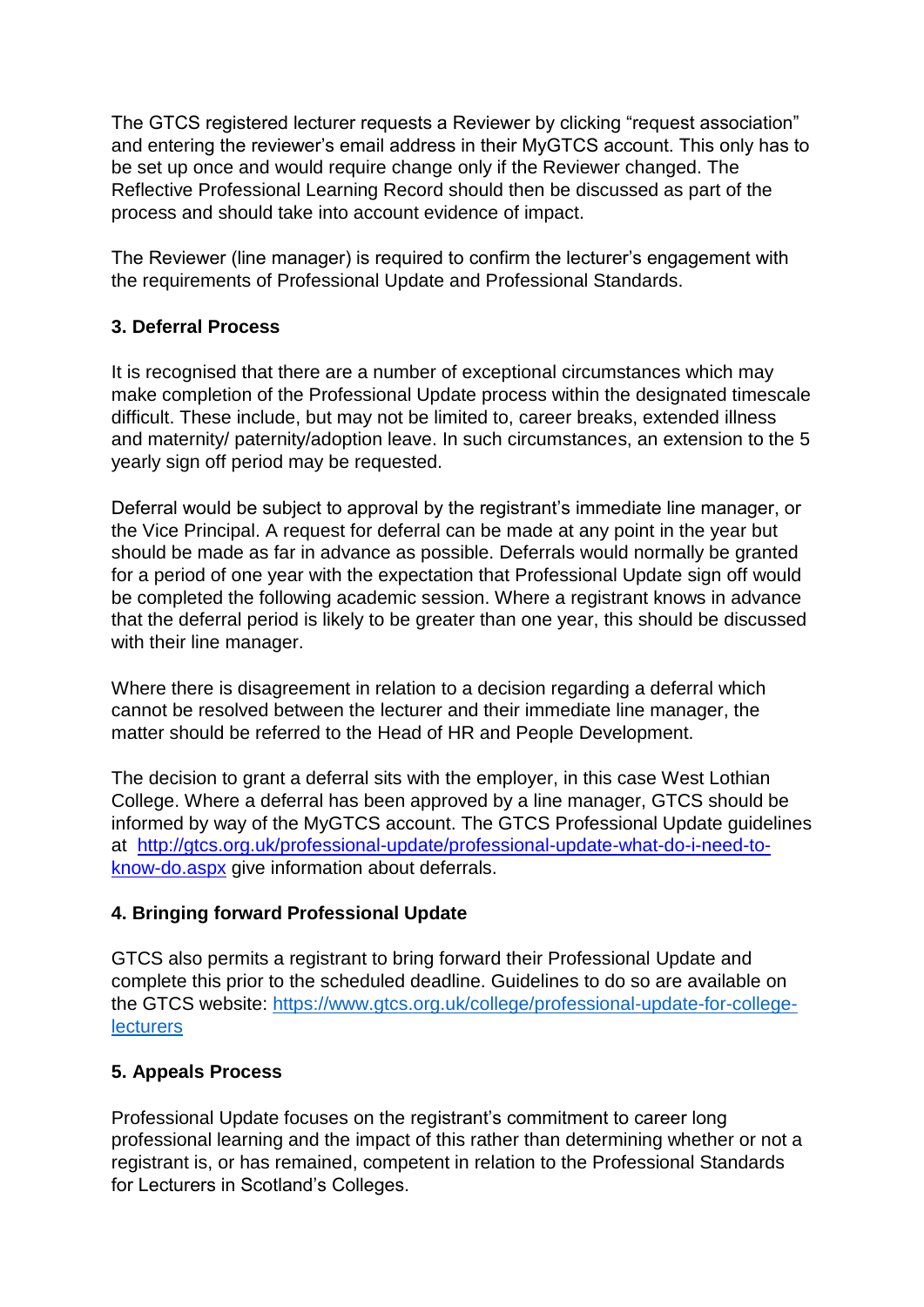The GTCS registered lecturer requests a Reviewer by clicking "request association" and entering the reviewer's email address in their MyGTCS account. This only has to be set up once and would require change only if the Reviewer changed. The Reflective Professional Learning Record should then be discussed as part of the process and should take into account evidence of impact.

The Reviewer (line manager) is required to confirm the lecturer's engagement with the requirements of Professional Update and Professional Standards.

## 3. Deferral Process

It is recognised that there are a number of exceptional circumstances which may make completion of the Professional Update process within the designated timescale difficult. These include, but may not be limited to, career breaks, extended illness and maternity/ paternity/adoption leave. In such circumstances, an extension to the 5 yearly sign off period may be requested.

Deferral would be subject to approval by the registrant's immediate line manager, or the Vice Principal. A request for deferral can be made at any point in the year but should be made as far in advance as possible. Deferrals would normally be granted for a period of one year with the expectation that Professional Update sign off would be completed the following academic session. Where a registrant knows in advance that the deferral period is likely to be greater than one year, this should be discussed with their line manager.

Where there is disagreement in relation to a decision regarding a deferral which cannot be resolved between the lecturer and their immediate line manager, the matter should be referred to the Head of HR and People Development.

The decision to grant a deferral sits with the employer, in this case West Lothian College. Where a deferral has been approved by a line manager, GTCS should be informed by way of the MyGTCS account. The GTCS Professional Update guidelines at [http://gtcs.org.uk/professional-update/professional-update-what-do-i-need-to-know-do.aspx](http://gtcs.org.uk/professional-update/professional-update-what-do-i-need-to-know-do.aspx) give information about deferrals.

## 4. Bringing forward Professional Update

GTCS also permits a registrant to bring forward their Professional Update and complete this prior to the scheduled deadline. Guidelines to do so are available on the GTCS website: [https://www.gtcs.org.uk/college/professional-update-for-college-lecturers](https://www.gtcs.org.uk/college/professional-update-for-college-lecturers)

## 5. Appeals Process

Professional Update focuses on the registrant's commitment to career long professional learning and the impact of this rather than determining whether or not a registrant is, or has remained, competent in relation to the Professional Standards for Lecturers in Scotland's Colleges.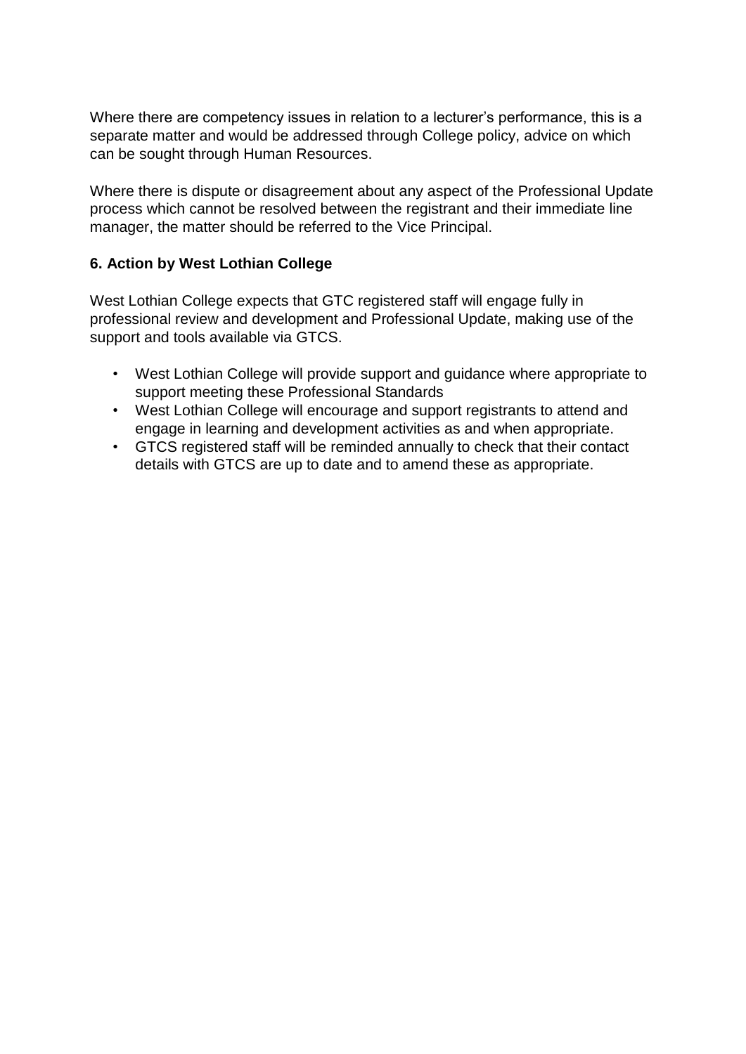Where there are competency issues in relation to a lecturer's performance, this is a separate matter and would be addressed through College policy, advice on which can be sought through Human Resources.

Where there is dispute or disagreement about any aspect of the Professional Update process which cannot be resolved between the registrant and their immediate line manager, the matter should be referred to the Vice Principal.

### 6. Action by West Lothian College

West Lothian College expects that GTC registered staff will engage fully in professional review and development and Professional Update, making use of the support and tools available via GTCS.

- West Lothian College will provide support and guidance where appropriate to support meeting these Professional Standards
- West Lothian College will encourage and support registrants to attend and engage in learning and development activities as and when appropriate.
- GTCS registered staff will be reminded annually to check that their contact details with GTCS are up to date and to amend these as appropriate.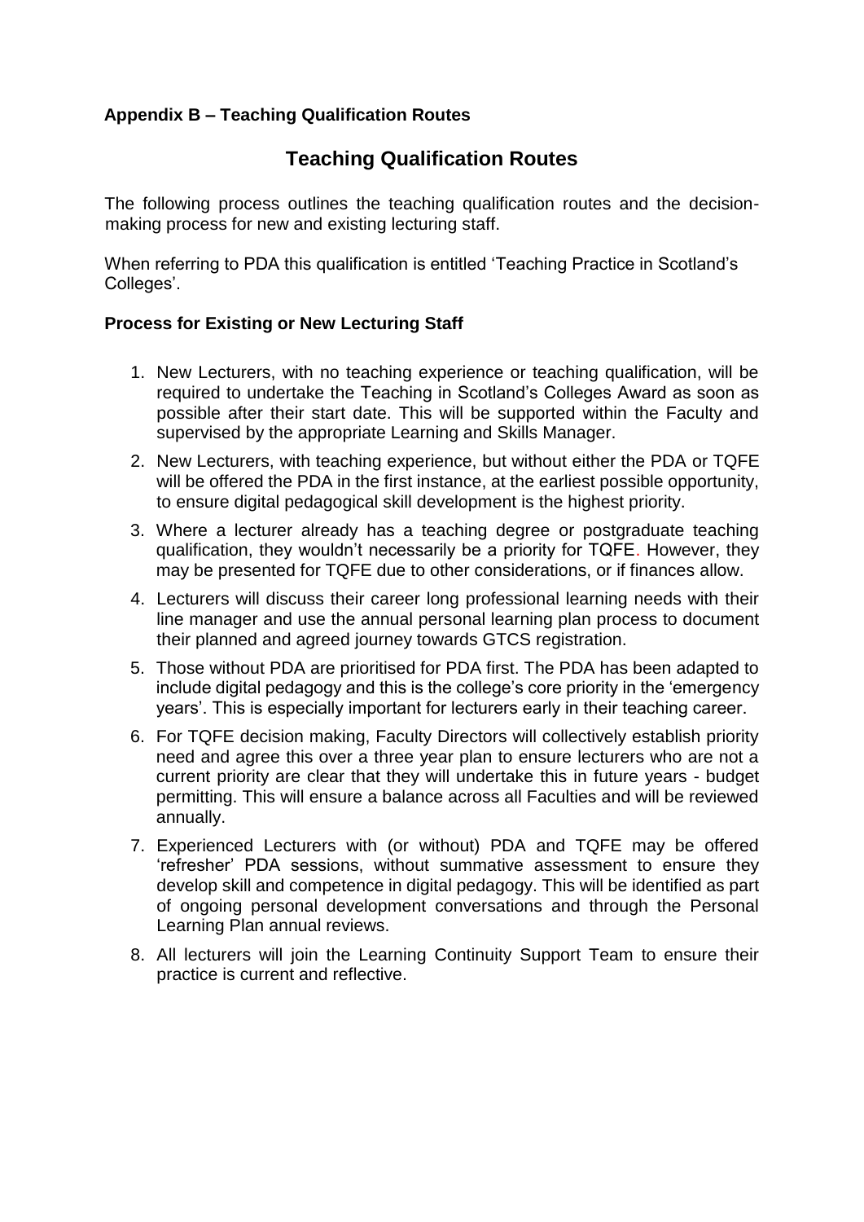**Appendix B – Teaching Qualification Routes**

## Teaching Qualification Routes

The following process outlines the teaching qualification routes and the decision-making process for new and existing lecturing staff.

When referring to PDA this qualification is entitled 'Teaching Practice in Scotland's Colleges'.

### Process for Existing or New Lecturing Staff

1. New Lecturers, with no teaching experience or teaching qualification, will be required to undertake the Teaching in Scotland's Colleges Award as soon as possible after their start date. This will be supported within the Faculty and supervised by the appropriate Learning and Skills Manager.
2. New Lecturers, with teaching experience, but without either the PDA or TQFE will be offered the PDA in the first instance, at the earliest possible opportunity, to ensure digital pedagogical skill development is the highest priority.
3. Where a lecturer already has a teaching degree or postgraduate teaching qualification, they wouldn't necessarily be a priority for TQFE. However, they may be presented for TQFE due to other considerations, or if finances allow.
4. Lecturers will discuss their career long professional learning needs with their line manager and use the annual personal learning plan process to document their planned and agreed journey towards GTCS registration.
5. Those without PDA are prioritised for PDA first. The PDA has been adapted to include digital pedagogy and this is the college's core priority in the 'emergency years'. This is especially important for lecturers early in their teaching career.
6. For TQFE decision making, Faculty Directors will collectively establish priority need and agree this over a three year plan to ensure lecturers who are not a current priority are clear that they will undertake this in future years - budget permitting. This will ensure a balance across all Faculties and will be reviewed annually.
7. Experienced Lecturers with (or without) PDA and TQFE may be offered 'refresher' PDA sessions, without summative assessment to ensure they develop skill and competence in digital pedagogy. This will be identified as part of ongoing personal development conversations and through the Personal Learning Plan annual reviews.
8. All lecturers will join the Learning Continuity Support Team to ensure their practice is current and reflective.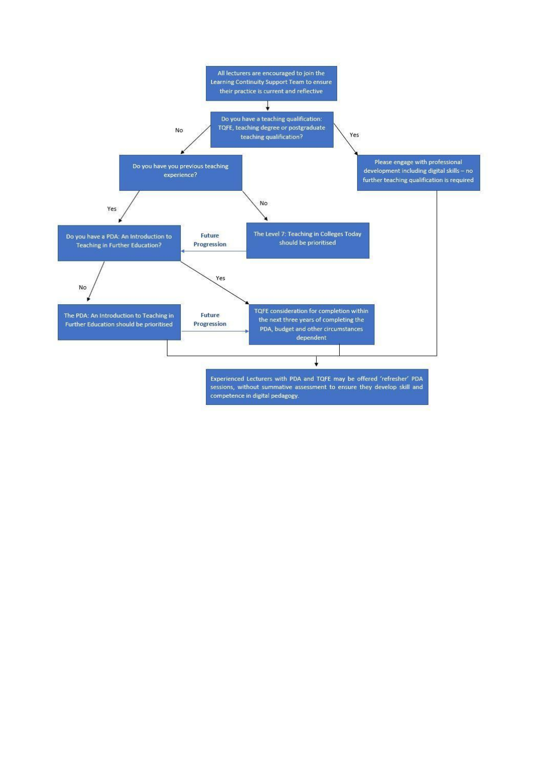All lecturers are encouraged to join the Learning Continuity Support Team to ensure their practice is current and reflective

Do you have a teaching qualification: TQFE, teaching degree or postgraduate teaching qualification?

- **Yes** → Please engage with professional development including digital skills – no further teaching qualification is required
- **No** → Do you have you previous teaching experience?
  - **No** → The Level 7: Teaching in Colleges Today should be prioritised
    - **Future Progression** → Do you have a PDA: An Introduction to Teaching in Further Education?
  - **Yes** → Do you have a PDA: An Introduction to Teaching in Further Education?
    - **No** → The PDA: An Introduction to Teaching in Further Education should be prioritised
      - **Future Progression** → TQFE consideration for completion within the next three years of completing the PDA, budget and other circumstances dependent
    - **Yes** → TQFE consideration for completion within the next three years of completing the PDA, budget and other circumstances dependent

All paths → Experienced Lecturers with PDA and TQFE may be offered 'refresher' PDA sessions, without summative assessment to ensure they develop skill and competence in digital pedagogy.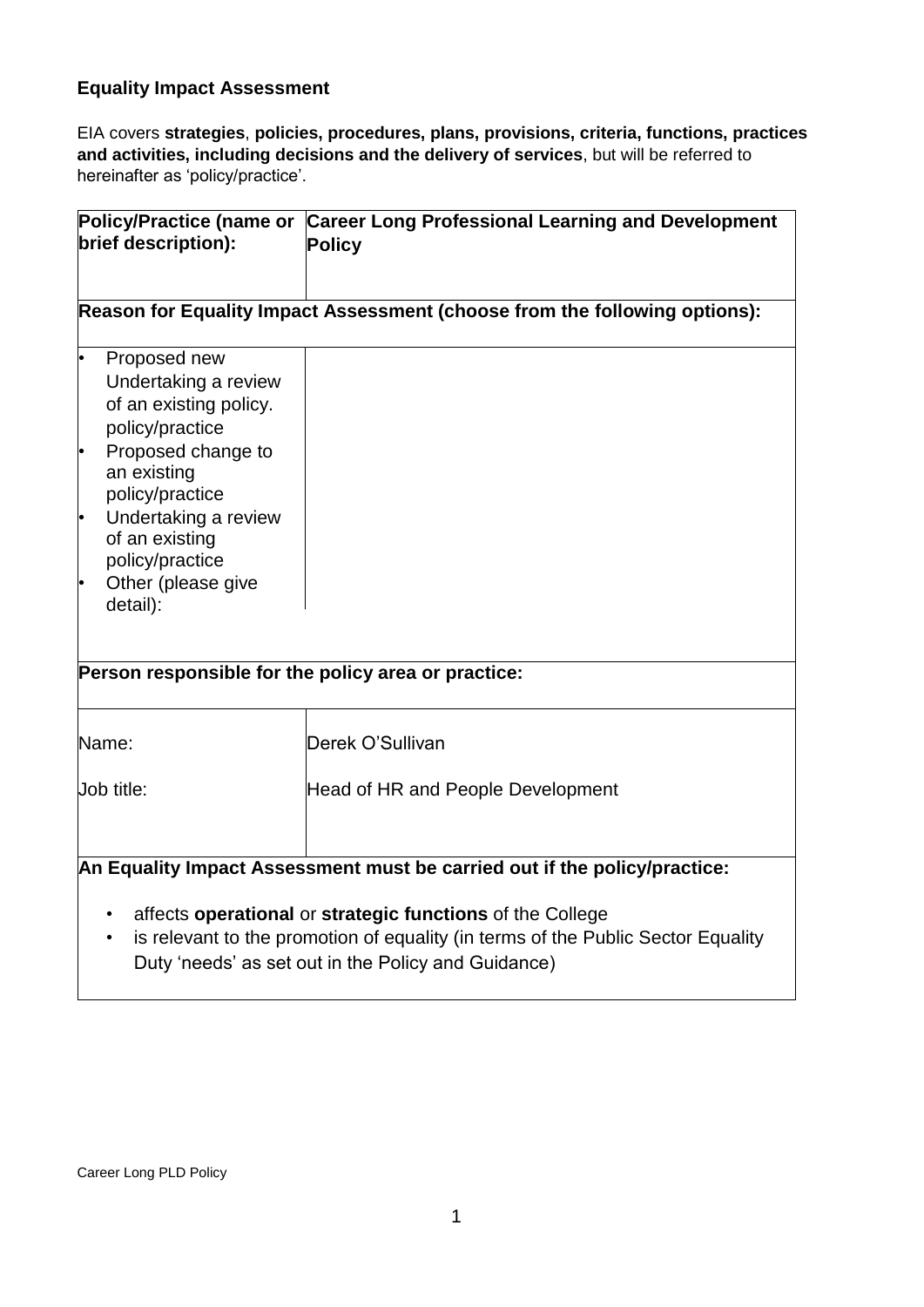**Equality Impact Assessment**

EIA covers **strategies**, **policies, procedures, plans, provisions, criteria, functions, practices and activities, including decisions and the delivery of services**, but will be referred to hereinafter as 'policy/practice'.

| **Policy/Practice (name or brief description):** | **Career Long Professional Learning and Development Policy** |
|---|---|
| **Reason for Equality Impact Assessment (choose from the following options):** | |
| • Proposed new Undertaking a review of an existing policy. policy/practice<br>• Proposed change to an existing policy/practice<br>• Undertaking a review of an existing policy/practice<br>• Other (please give detail): | |
| **Person responsible for the policy area or practice:** | |
| Name:<br><br>Job title: | Derek O'Sullivan<br><br>Head of HR and People Development |
| **An Equality Impact Assessment must be carried out if the policy/practice:**<br><br>• affects **operational** or **strategic functions** of the College<br>• is relevant to the promotion of equality (in terms of the Public Sector Equality Duty 'needs' as set out in the Policy and Guidance) | |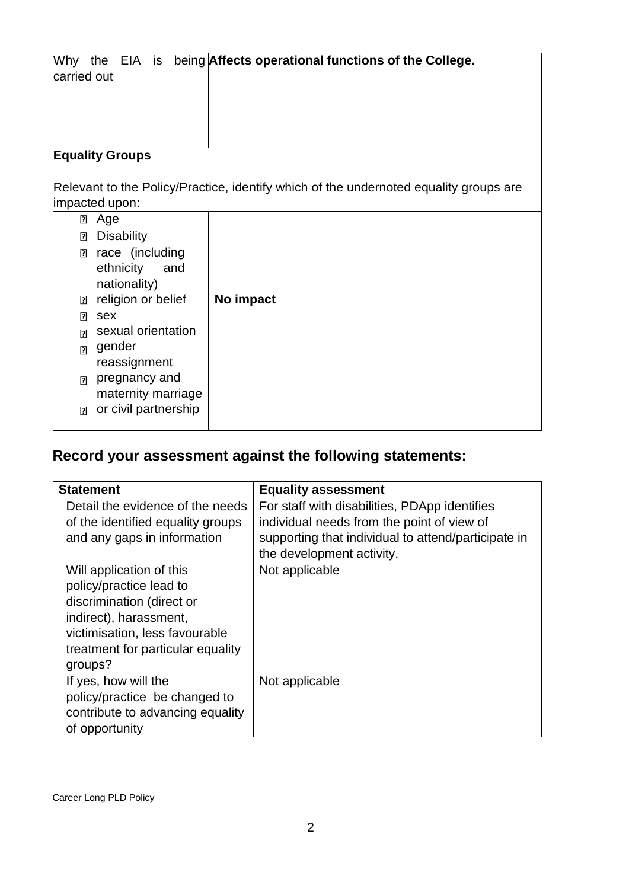| Why the EIA is being carried out | **Affects operational functions of the College.** |
|---|---|
| **Equality Groups**<br><br>Relevant to the Policy/Practice, identify which of the undernoted equality groups are impacted upon: | |
| - Age<br>- Disability<br>- race (including ethnicity and nationality)<br>- religion or belief<br>- sex<br>- sexual orientation<br>- gender reassignment<br>- pregnancy and maternity marriage<br>- or civil partnership | **No impact** |

## Record your assessment against the following statements:

| Statement | Equality assessment |
|---|---|
| Detail the evidence of the needs of the identified equality groups and any gaps in information | For staff with disabilities, PDApp identifies individual needs from the point of view of supporting that individual to attend/participate in the development activity. |
| Will application of this policy/practice lead to discrimination (direct or indirect), harassment, victimisation, less favourable treatment for particular equality groups? | Not applicable |
| If yes, how will the policy/practice be changed to contribute to advancing equality of opportunity | Not applicable |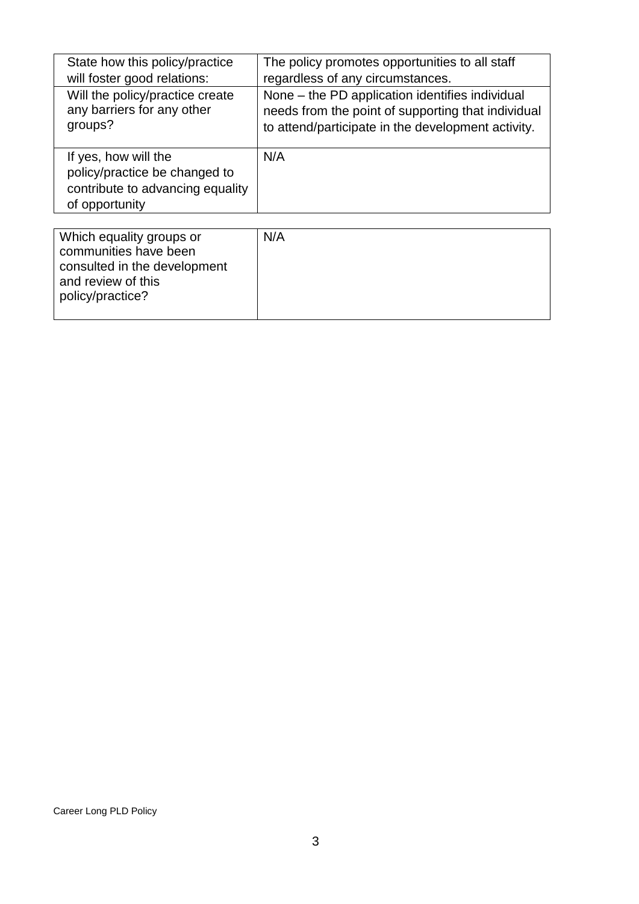| State how this policy/practice will foster good relations: | The policy promotes opportunities to all staff regardless of any circumstances. |
|---|---|
| Will the policy/practice create any barriers for any other groups? | None – the PD application identifies individual needs from the point of supporting that individual to attend/participate in the development activity. |
| If yes, how will the policy/practice be changed to contribute to advancing equality of opportunity | N/A |

| Which equality groups or communities have been consulted in the development and review of this policy/practice? | N/A |
|---|---|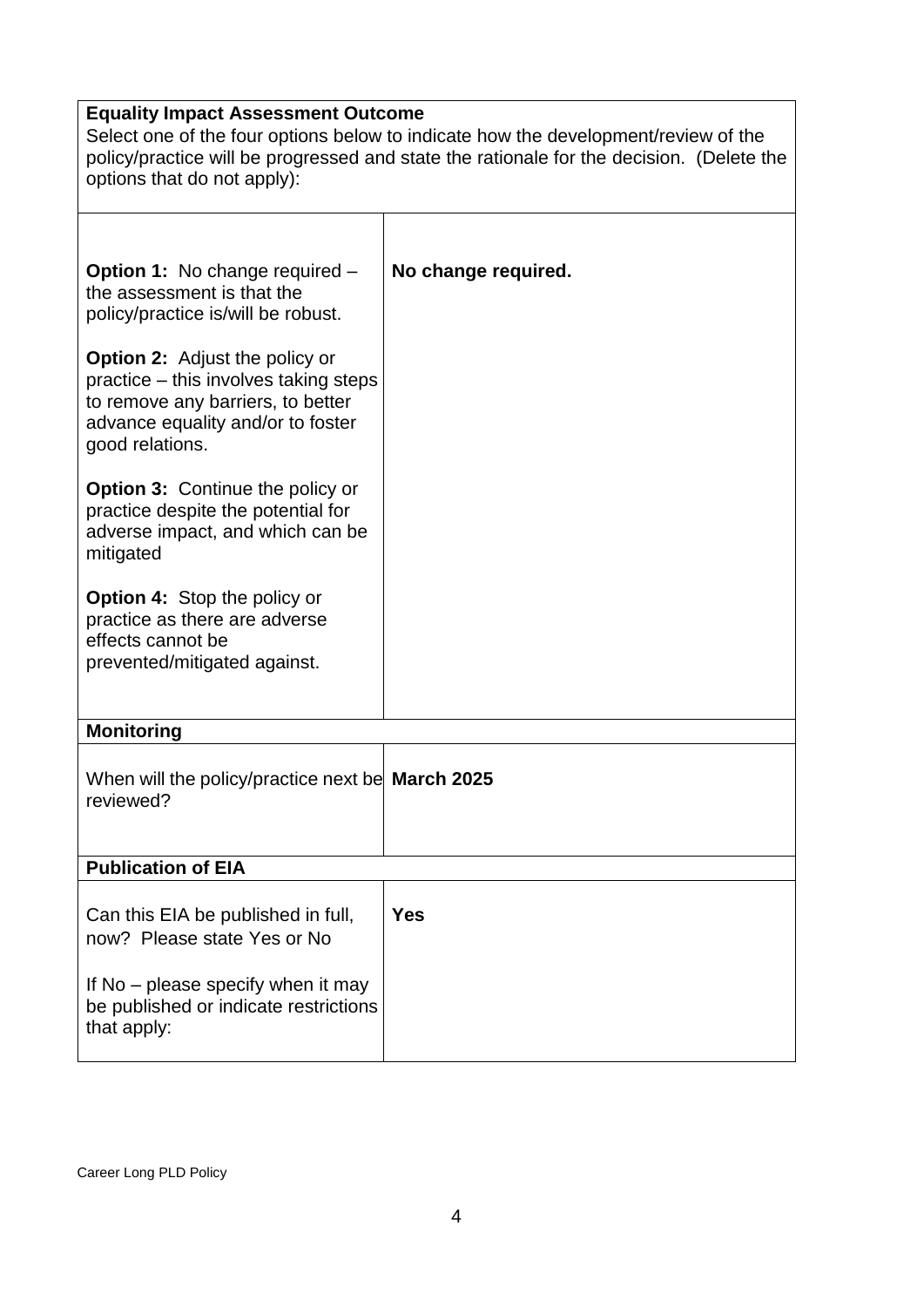| | |
|---|---|
| **Equality Impact Assessment Outcome**<br>Select one of the four options below to indicate how the development/review of the policy/practice will be progressed and state the rationale for the decision. (Delete the options that do not apply): | |
| **Option 1:** No change required – the assessment is that the policy/practice is/will be robust.<br><br>**Option 2:** Adjust the policy or practice – this involves taking steps to remove any barriers, to better advance equality and/or to foster good relations.<br><br>**Option 3:** Continue the policy or practice despite the potential for adverse impact, and which can be mitigated<br><br>**Option 4:** Stop the policy or practice as there are adverse effects cannot be prevented/mitigated against. | **No change required.** |
| **Monitoring** | |
| When will the policy/practice next be reviewed? | **March 2025** |
| **Publication of EIA** | |
| Can this EIA be published in full, now? Please state Yes or No<br><br>If No – please specify when it may be published or indicate restrictions that apply: | **Yes** |

Career Long PLD Policy